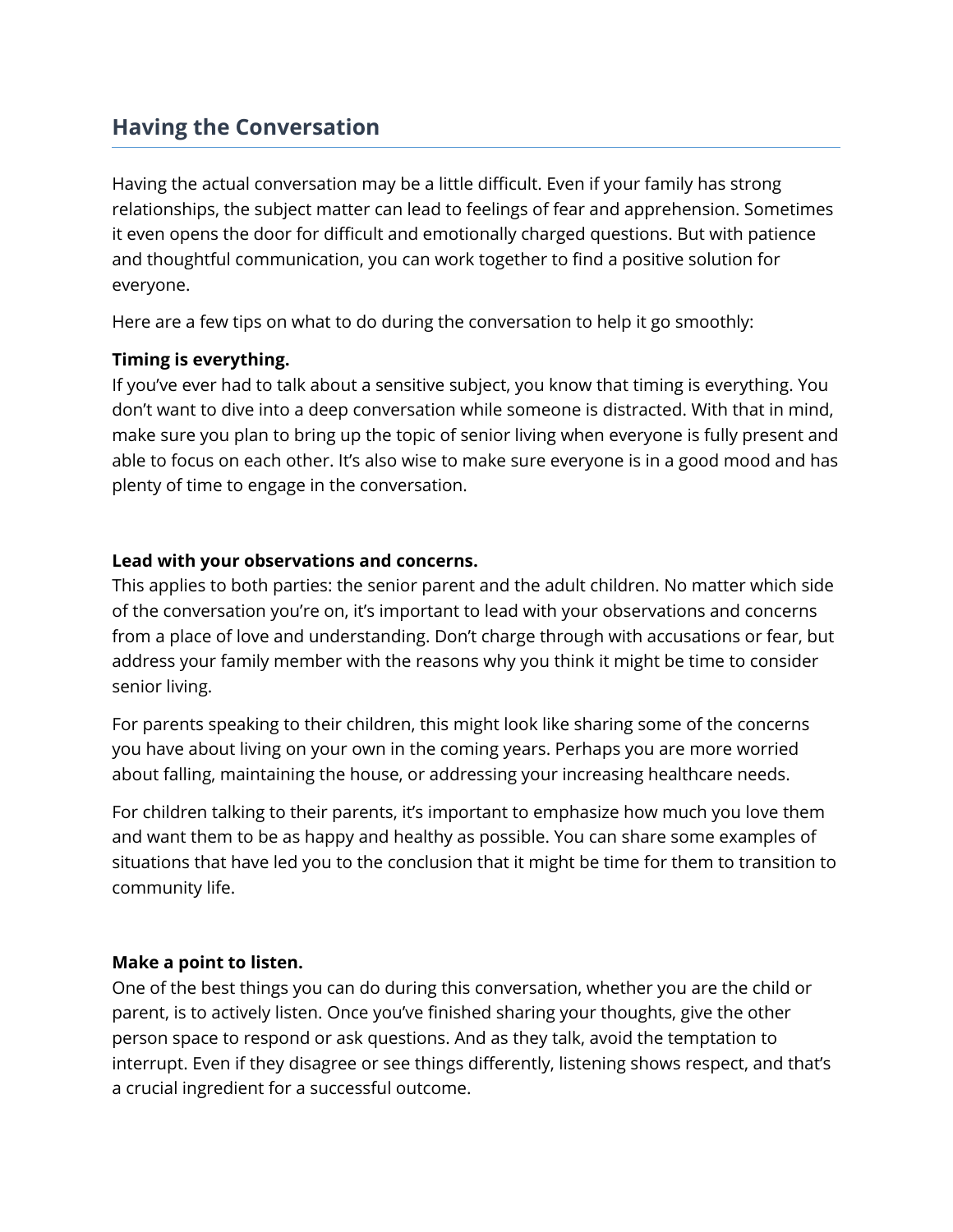## Having the Conversation

Having the actual conversation may be a little difficult. Even if your family has strong relationships, the subject matter can lead to feelings of fear and apprehension. Sometimes it even opens the door for difficult and emotionally charged questions. But with patience and thoughtful communication, you can work together to find a positive solution for everyone.

Here are a few tips on what to do during the conversation to help it go smoothly:

**Timing is everything.**
If you've ever had to talk about a sensitive subject, you know that timing is everything. You don't want to dive into a deep conversation while someone is distracted. With that in mind, make sure you plan to bring up the topic of senior living when everyone is fully present and able to focus on each other. It's also wise to make sure everyone is in a good mood and has plenty of time to engage in the conversation.

**Lead with your observations and concerns.**
This applies to both parties: the senior parent and the adult children. No matter which side of the conversation you're on, it's important to lead with your observations and concerns from a place of love and understanding. Don't charge through with accusations or fear, but address your family member with the reasons why you think it might be time to consider senior living.

For parents speaking to their children, this might look like sharing some of the concerns you have about living on your own in the coming years. Perhaps you are more worried about falling, maintaining the house, or addressing your increasing healthcare needs.

For children talking to their parents, it's important to emphasize how much you love them and want them to be as happy and healthy as possible. You can share some examples of situations that have led you to the conclusion that it might be time for them to transition to community life.

**Make a point to listen.**
One of the best things you can do during this conversation, whether you are the child or parent, is to actively listen. Once you've finished sharing your thoughts, give the other person space to respond or ask questions. And as they talk, avoid the temptation to interrupt. Even if they disagree or see things differently, listening shows respect, and that's a crucial ingredient for a successful outcome.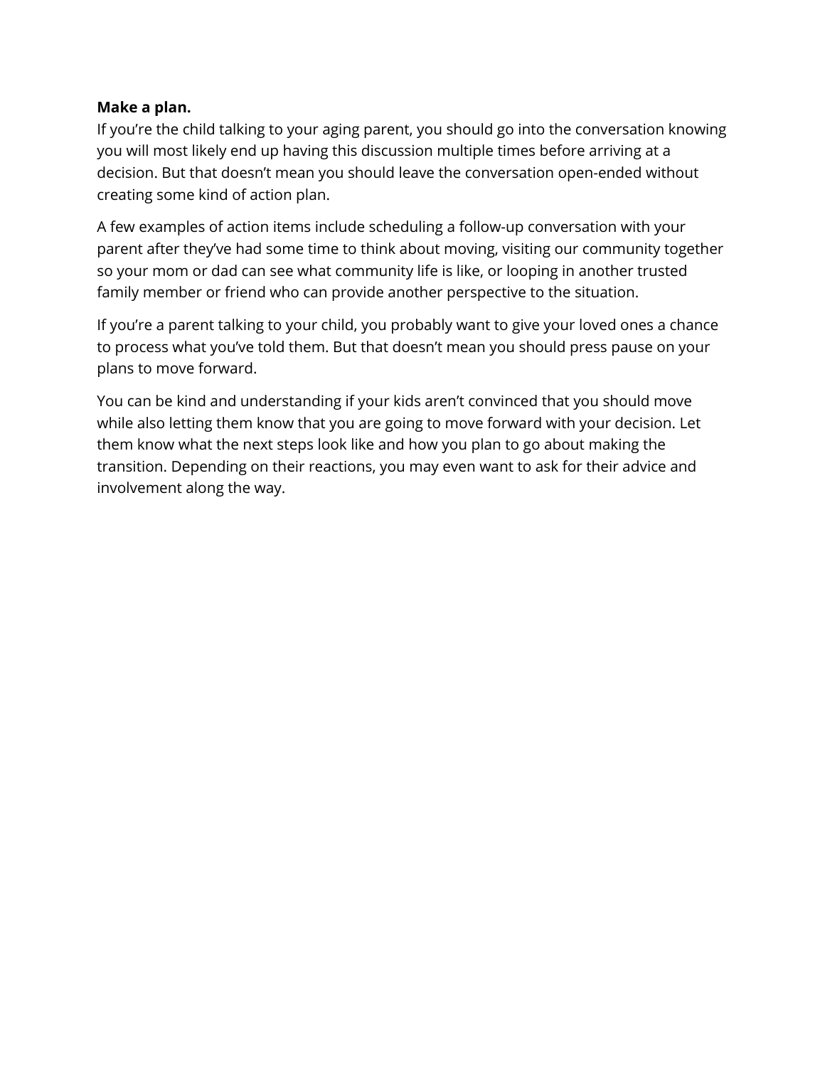**Make a plan.**
If you're the child talking to your aging parent, you should go into the conversation knowing you will most likely end up having this discussion multiple times before arriving at a decision. But that doesn't mean you should leave the conversation open-ended without creating some kind of action plan.

A few examples of action items include scheduling a follow-up conversation with your parent after they've had some time to think about moving, visiting our community together so your mom or dad can see what community life is like, or looping in another trusted family member or friend who can provide another perspective to the situation.

If you're a parent talking to your child, you probably want to give your loved ones a chance to process what you've told them. But that doesn't mean you should press pause on your plans to move forward.

You can be kind and understanding if your kids aren't convinced that you should move while also letting them know that you are going to move forward with your decision. Let them know what the next steps look like and how you plan to go about making the transition. Depending on their reactions, you may even want to ask for their advice and involvement along the way.